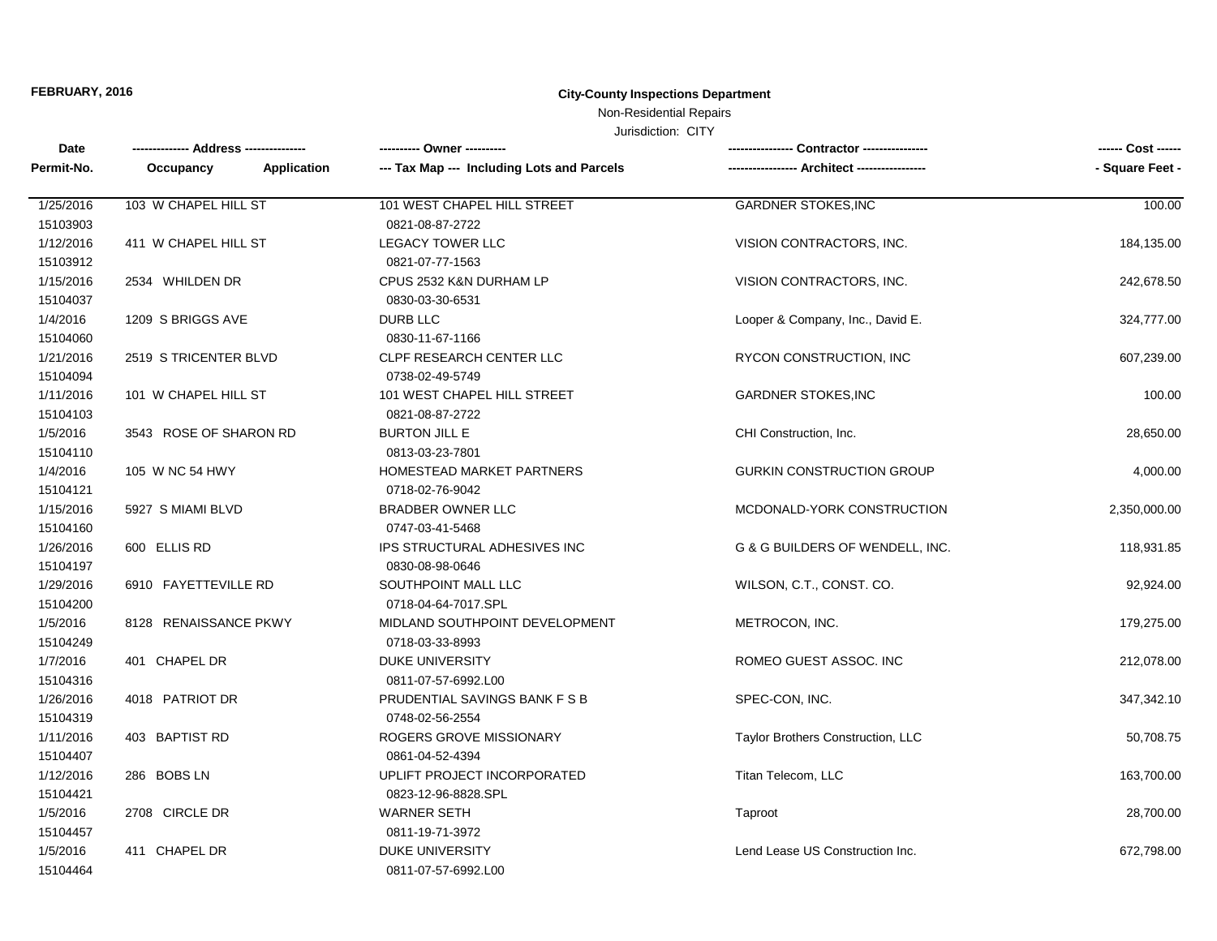**FEBRUARY, 2016**

**City-County Inspections Department**

Non-Residential Repairs

Jurisdiction: CITY

| Date<br>Permit-No. | Address<br>Occupancy / Application | Owner<br>Tax Map --- Including Lots and Parcels | Contractor<br>Architect | Cost<br>Square Feet |
|---|---|---|---|---|
| 1/25/2016<br>15103903 | 103 W CHAPEL HILL ST | 101 WEST CHAPEL HILL STREET<br>0821-08-87-2722 | GARDNER STOKES,INC | 100.00 |
| 1/12/2016<br>15103912 | 411 W CHAPEL HILL ST | LEGACY TOWER LLC<br>0821-07-77-1563 | VISION CONTRACTORS, INC. | 184,135.00 |
| 1/15/2016<br>15104037 | 2534 WHILDEN DR | CPUS 2532 K&N DURHAM LP<br>0830-03-30-6531 | VISION CONTRACTORS, INC. | 242,678.50 |
| 1/4/2016<br>15104060 | 1209 S BRIGGS AVE | DURB LLC<br>0830-11-67-1166 | Looper & Company, Inc., David E. | 324,777.00 |
| 1/21/2016<br>15104094 | 2519 S TRICENTER BLVD | CLPF RESEARCH CENTER LLC<br>0738-02-49-5749 | RYCON CONSTRUCTION, INC | 607,239.00 |
| 1/11/2016<br>15104103 | 101 W CHAPEL HILL ST | 101 WEST CHAPEL HILL STREET<br>0821-08-87-2722 | GARDNER STOKES,INC | 100.00 |
| 1/5/2016<br>15104110 | 3543 ROSE OF SHARON RD | BURTON JILL E<br>0813-03-23-7801 | CHI Construction, Inc. | 28,650.00 |
| 1/4/2016<br>15104121 | 105 W NC 54 HWY | HOMESTEAD MARKET PARTNERS<br>0718-02-76-9042 | GURKIN CONSTRUCTION GROUP | 4,000.00 |
| 1/15/2016<br>15104160 | 5927 S MIAMI BLVD | BRADBER OWNER LLC<br>0747-03-41-5468 | MCDONALD-YORK CONSTRUCTION | 2,350,000.00 |
| 1/26/2016<br>15104197 | 600 ELLIS RD | IPS STRUCTURAL ADHESIVES INC<br>0830-08-98-0646 | G & G BUILDERS OF WENDELL, INC. | 118,931.85 |
| 1/29/2016<br>15104200 | 6910 FAYETTEVILLE RD | SOUTHPOINT MALL LLC<br>0718-04-64-7017.SPL | WILSON, C.T., CONST. CO. | 92,924.00 |
| 1/5/2016<br>15104249 | 8128 RENAISSANCE PKWY | MIDLAND SOUTHPOINT DEVELOPMENT<br>0718-03-33-8993 | METROCON, INC. | 179,275.00 |
| 1/7/2016<br>15104316 | 401 CHAPEL DR | DUKE UNIVERSITY<br>0811-07-57-6992.L00 | ROMEO GUEST ASSOC. INC | 212,078.00 |
| 1/26/2016<br>15104319 | 4018 PATRIOT DR | PRUDENTIAL SAVINGS BANK F S B<br>0748-02-56-2554 | SPEC-CON, INC. | 347,342.10 |
| 1/11/2016<br>15104407 | 403 BAPTIST RD | ROGERS GROVE MISSIONARY<br>0861-04-52-4394 | Taylor Brothers Construction, LLC | 50,708.75 |
| 1/12/2016<br>15104421 | 286 BOBS LN | UPLIFT PROJECT INCORPORATED<br>0823-12-96-8828.SPL | Titan Telecom, LLC | 163,700.00 |
| 1/5/2016<br>15104457 | 2708 CIRCLE DR | WARNER SETH<br>0811-19-71-3972 | Taproot | 28,700.00 |
| 1/5/2016<br>15104464 | 411 CHAPEL DR | DUKE UNIVERSITY<br>0811-07-57-6992.L00 | Lend Lease US Construction Inc. | 672,798.00 |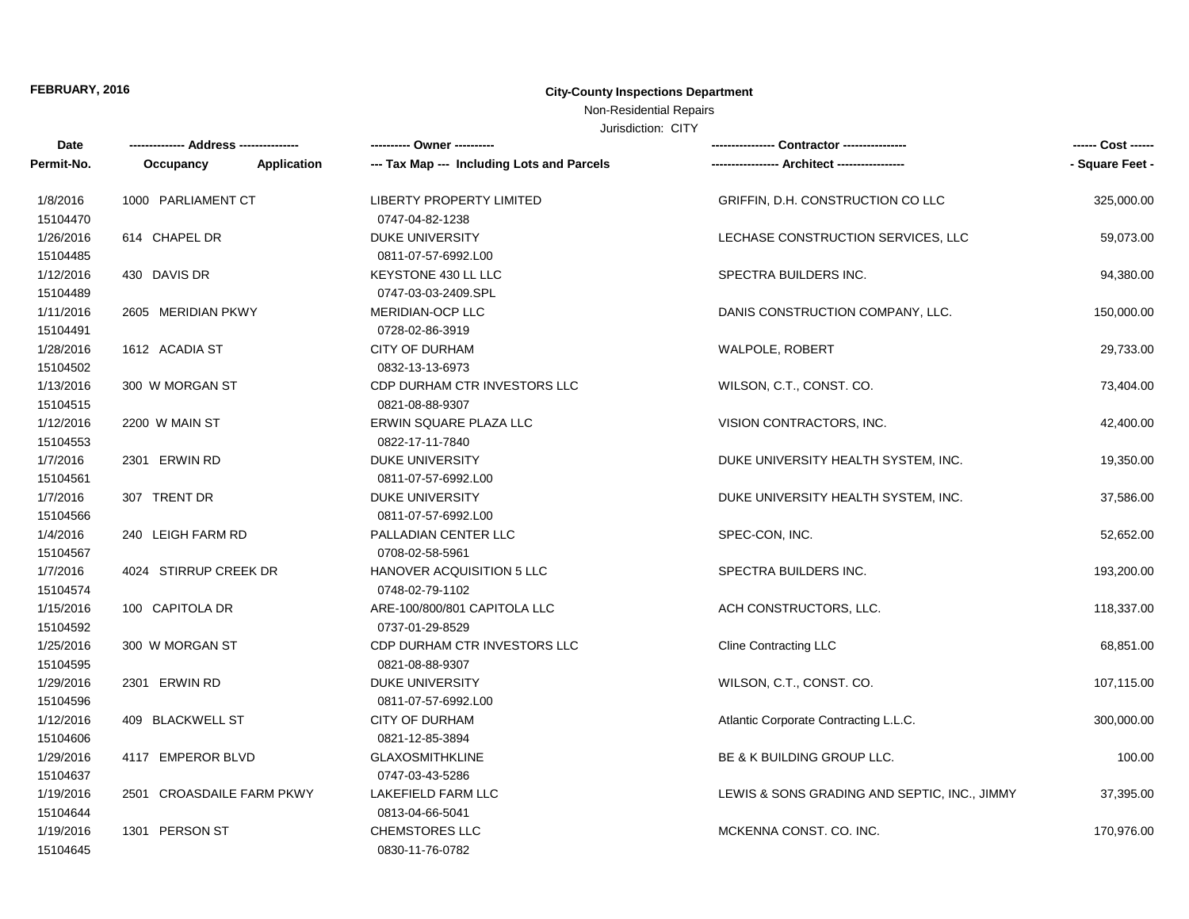**FEBRUARY, 2016**

**City-County Inspections Department**

Non-Residential Repairs

Jurisdiction: CITY

| Date / Permit-No. | Address / Occupancy / Application | Owner / Tax Map --- Including Lots and Parcels | Contractor / Architect | Cost / Square Feet |
|---|---|---|---|---|
| 1/8/2016<br>15104470 | 1000 PARLIAMENT CT | LIBERTY PROPERTY LIMITED<br>0747-04-82-1238 | GRIFFIN, D.H. CONSTRUCTION CO LLC | 325,000.00 |
| 1/26/2016<br>15104485 | 614 CHAPEL DR | DUKE UNIVERSITY<br>0811-07-57-6992.L00 | LECHASE CONSTRUCTION SERVICES, LLC | 59,073.00 |
| 1/12/2016<br>15104489 | 430 DAVIS DR | KEYSTONE 430 LL LLC<br>0747-03-03-2409.SPL | SPECTRA BUILDERS INC. | 94,380.00 |
| 1/11/2016<br>15104491 | 2605 MERIDIAN PKWY | MERIDIAN-OCP LLC<br>0728-02-86-3919 | DANIS CONSTRUCTION COMPANY, LLC. | 150,000.00 |
| 1/28/2016<br>15104502 | 1612 ACADIA ST | CITY OF DURHAM<br>0832-13-13-6973 | WALPOLE, ROBERT | 29,733.00 |
| 1/13/2016<br>15104515 | 300 W MORGAN ST | CDP DURHAM CTR INVESTORS LLC<br>0821-08-88-9307 | WILSON, C.T., CONST. CO. | 73,404.00 |
| 1/12/2016<br>15104553 | 2200 W MAIN ST | ERWIN SQUARE PLAZA LLC<br>0822-17-11-7840 | VISION CONTRACTORS, INC. | 42,400.00 |
| 1/7/2016<br>15104561 | 2301 ERWIN RD | DUKE UNIVERSITY<br>0811-07-57-6992.L00 | DUKE UNIVERSITY HEALTH SYSTEM, INC. | 19,350.00 |
| 1/7/2016<br>15104566 | 307 TRENT DR | DUKE UNIVERSITY<br>0811-07-57-6992.L00 | DUKE UNIVERSITY HEALTH SYSTEM, INC. | 37,586.00 |
| 1/4/2016<br>15104567 | 240 LEIGH FARM RD | PALLADIAN CENTER LLC<br>0708-02-58-5961 | SPEC-CON, INC. | 52,652.00 |
| 1/7/2016<br>15104574 | 4024 STIRRUP CREEK DR | HANOVER ACQUISITION 5 LLC<br>0748-02-79-1102 | SPECTRA BUILDERS INC. | 193,200.00 |
| 1/15/2016<br>15104592 | 100 CAPITOLA DR | ARE-100/800/801 CAPITOLA LLC<br>0737-01-29-8529 | ACH CONSTRUCTORS, LLC. | 118,337.00 |
| 1/25/2016<br>15104595 | 300 W MORGAN ST | CDP DURHAM CTR INVESTORS LLC<br>0821-08-88-9307 | Cline Contracting LLC | 68,851.00 |
| 1/29/2016<br>15104596 | 2301 ERWIN RD | DUKE UNIVERSITY<br>0811-07-57-6992.L00 | WILSON, C.T., CONST. CO. | 107,115.00 |
| 1/12/2016<br>15104606 | 409 BLACKWELL ST | CITY OF DURHAM<br>0821-12-85-3894 | Atlantic Corporate Contracting L.L.C. | 300,000.00 |
| 1/29/2016<br>15104637 | 4117 EMPEROR BLVD | GLAXOSMITHKLINE<br>0747-03-43-5286 | BE & K BUILDING GROUP LLC. | 100.00 |
| 1/19/2016<br>15104644 | 2501 CROASDAILE FARM PKWY | LAKEFIELD FARM LLC<br>0813-04-66-5041 | LEWIS & SONS GRADING AND SEPTIC, INC., JIMMY | 37,395.00 |
| 1/19/2016<br>15104645 | 1301 PERSON ST | CHEMSTORES LLC<br>0830-11-76-0782 | MCKENNA CONST. CO. INC. | 170,976.00 |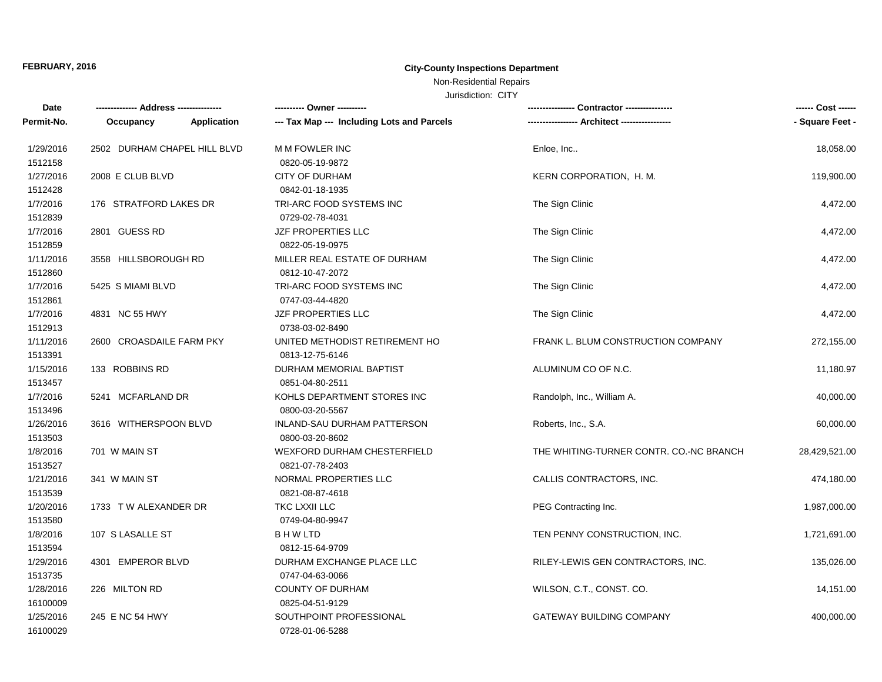**FEBRUARY, 2016**

## City-County Inspections Department

Non-Residential Repairs

Jurisdiction: CITY

| Date / Permit-No. | Address / Occupancy / Application | Owner / Tax Map --- Including Lots and Parcels | Contractor / Architect | Cost / Square Feet |
|---|---|---|---|---|
| 1/29/2016<br>1512158 | 2502 DURHAM CHAPEL HILL BLVD | M M FOWLER INC<br>0820-05-19-9872 | Enloe, Inc.. | 18,058.00 |
| 1/27/2016<br>1512428 | 2008 E CLUB BLVD | CITY OF DURHAM<br>0842-01-18-1935 | KERN CORPORATION, H. M. | 119,900.00 |
| 1/7/2016<br>1512839 | 176 STRATFORD LAKES DR | TRI-ARC FOOD SYSTEMS INC<br>0729-02-78-4031 | The Sign Clinic | 4,472.00 |
| 1/7/2016<br>1512859 | 2801 GUESS RD | JZF PROPERTIES LLC<br>0822-05-19-0975 | The Sign Clinic | 4,472.00 |
| 1/11/2016<br>1512860 | 3558 HILLSBOROUGH RD | MILLER REAL ESTATE OF DURHAM<br>0812-10-47-2072 | The Sign Clinic | 4,472.00 |
| 1/7/2016<br>1512861 | 5425 S MIAMI BLVD | TRI-ARC FOOD SYSTEMS INC<br>0747-03-44-4820 | The Sign Clinic | 4,472.00 |
| 1/7/2016<br>1512913 | 4831 NC 55 HWY | JZF PROPERTIES LLC<br>0738-03-02-8490 | The Sign Clinic | 4,472.00 |
| 1/11/2016<br>1513391 | 2600 CROASDAILE FARM PKY | UNITED METHODIST RETIREMENT HO<br>0813-12-75-6146 | FRANK L. BLUM CONSTRUCTION COMPANY | 272,155.00 |
| 1/15/2016<br>1513457 | 133 ROBBINS RD | DURHAM MEMORIAL BAPTIST<br>0851-04-80-2511 | ALUMINUM CO OF N.C. | 11,180.97 |
| 1/7/2016<br>1513496 | 5241 MCFARLAND DR | KOHLS DEPARTMENT STORES INC<br>0800-03-20-5567 | Randolph, Inc., William A. | 40,000.00 |
| 1/26/2016<br>1513503 | 3616 WITHERSPOON BLVD | INLAND-SAU DURHAM PATTERSON<br>0800-03-20-8602 | Roberts, Inc., S.A. | 60,000.00 |
| 1/8/2016<br>1513527 | 701 W MAIN ST | WEXFORD DURHAM CHESTERFIELD<br>0821-07-78-2403 | THE WHITING-TURNER CONTR. CO.-NC BRANCH | 28,429,521.00 |
| 1/21/2016<br>1513539 | 341 W MAIN ST | NORMAL PROPERTIES LLC<br>0821-08-87-4618 | CALLIS CONTRACTORS, INC. | 474,180.00 |
| 1/20/2016<br>1513580 | 1733 T W ALEXANDER DR | TKC LXXII LLC<br>0749-04-80-9947 | PEG Contracting Inc. | 1,987,000.00 |
| 1/8/2016<br>1513594 | 107 S LASALLE ST | B H W LTD<br>0812-15-64-9709 | TEN PENNY CONSTRUCTION, INC. | 1,721,691.00 |
| 1/29/2016<br>1513735 | 4301 EMPEROR BLVD | DURHAM EXCHANGE PLACE LLC<br>0747-04-63-0066 | RILEY-LEWIS GEN CONTRACTORS, INC. | 135,026.00 |
| 1/28/2016<br>16100009 | 226 MILTON RD | COUNTY OF DURHAM<br>0825-04-51-9129 | WILSON, C.T., CONST. CO. | 14,151.00 |
| 1/25/2016<br>16100029 | 245 E NC 54 HWY | SOUTHPOINT PROFESSIONAL<br>0728-01-06-5288 | GATEWAY BUILDING COMPANY | 400,000.00 |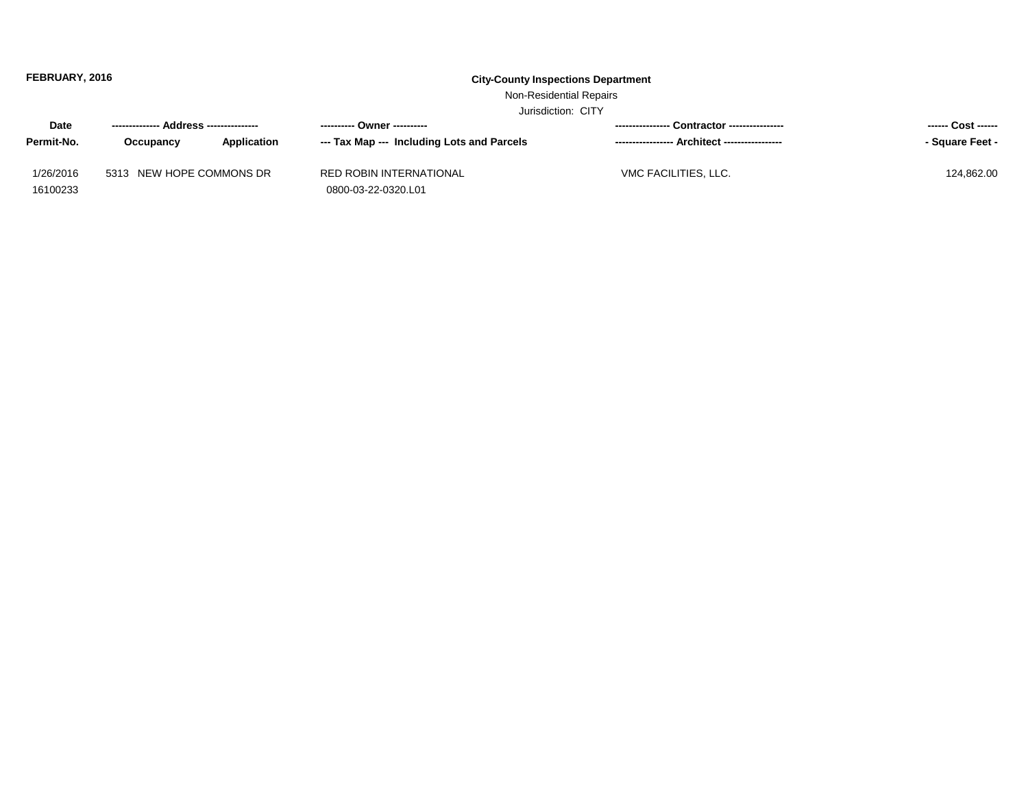FEBRUARY, 2016

**City-County Inspections Department**

Non-Residential Repairs

Jurisdiction: CITY

| Date<br>Permit-No. | -------------- Address --------------<br>Occupancy | <br>Application | ---------- Owner ----------<br>--- Tax Map --- Including Lots and Parcels | ---------------- Contractor ----------------<br>----------------- Architect ----------------- | ------ Cost ------<br>- Square Feet - |
|---|---|---|---|---|---|
| 1/26/2016<br>16100233 | 5313 NEW HOPE COMMONS DR | | RED ROBIN INTERNATIONAL<br>0800-03-22-0320.L01 | VMC FACILITIES, LLC. | 124,862.00 |